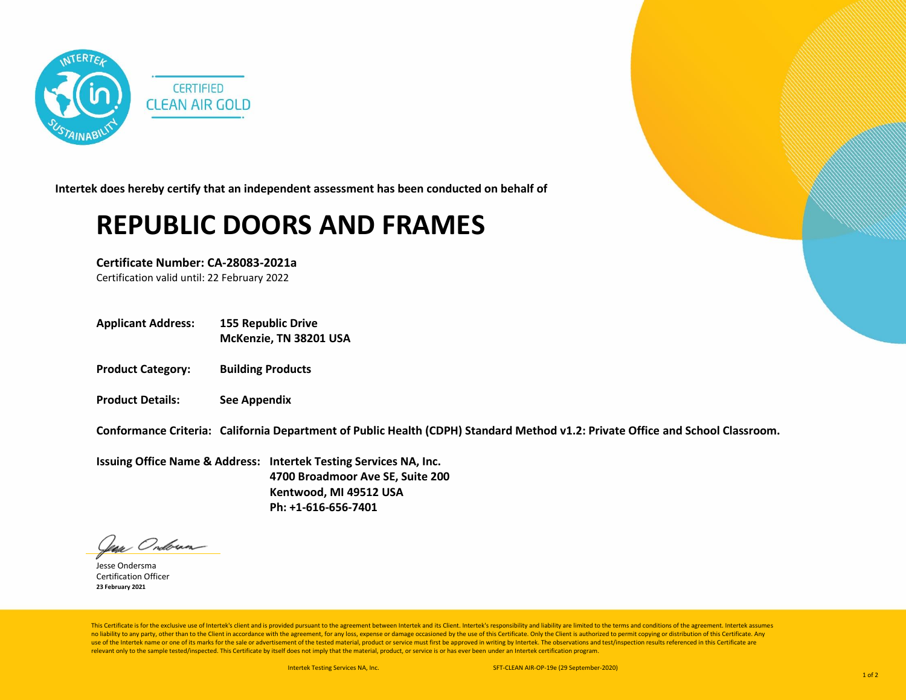INTERTEK SUSTAINABILITY

CERTIFIED
CLEAN AIR GOLD

**Intertek does hereby certify that an independent assessment has been conducted on behalf of**

# REPUBLIC DOORS AND FRAMES

**Certificate Number: CA-28083-2021a**
Certification valid until: 22 February 2022

**Applicant Address:** **155 Republic Drive**
**McKenzie, TN 38201 USA**

**Product Category:** **Building Products**

**Product Details:** **See Appendix**

**Conformance Criteria:** **California Department of Public Health (CDPH) Standard Method v1.2: Private Office and School Classroom.**

**Issuing Office Name & Address:** **Intertek Testing Services NA, Inc.**
**4700 Broadmoor Ave SE, Suite 200**
**Kentwood, MI 49512 USA**
**Ph: +1-616-656-7401**

Jesse Ondersma
Certification Officer
**23 February 2021**

This Certificate is for the exclusive use of Intertek's client and is provided pursuant to the agreement between Intertek and its Client. Intertek's responsibility and liability are limited to the terms and conditions of the agreement. Intertek assumes no liability to any party, other than to the Client in accordance with the agreement, for any loss, expense or damage occasioned by the use of this Certificate. Only the Client is authorized to permit copying or distribution of this Certificate. Any use of the Intertek name or one of its marks for the sale or advertisement of the tested material, product or service must first be approved in writing by Intertek. The observations and test/inspection results referenced in this Certificate are relevant only to the sample tested/inspected. This Certificate by itself does not imply that the material, product, or service is or has ever been under an Intertek certification program.

Intertek Testing Services NA, Inc. SFT-CLEAN AIR-OP-19e (29 September-2020)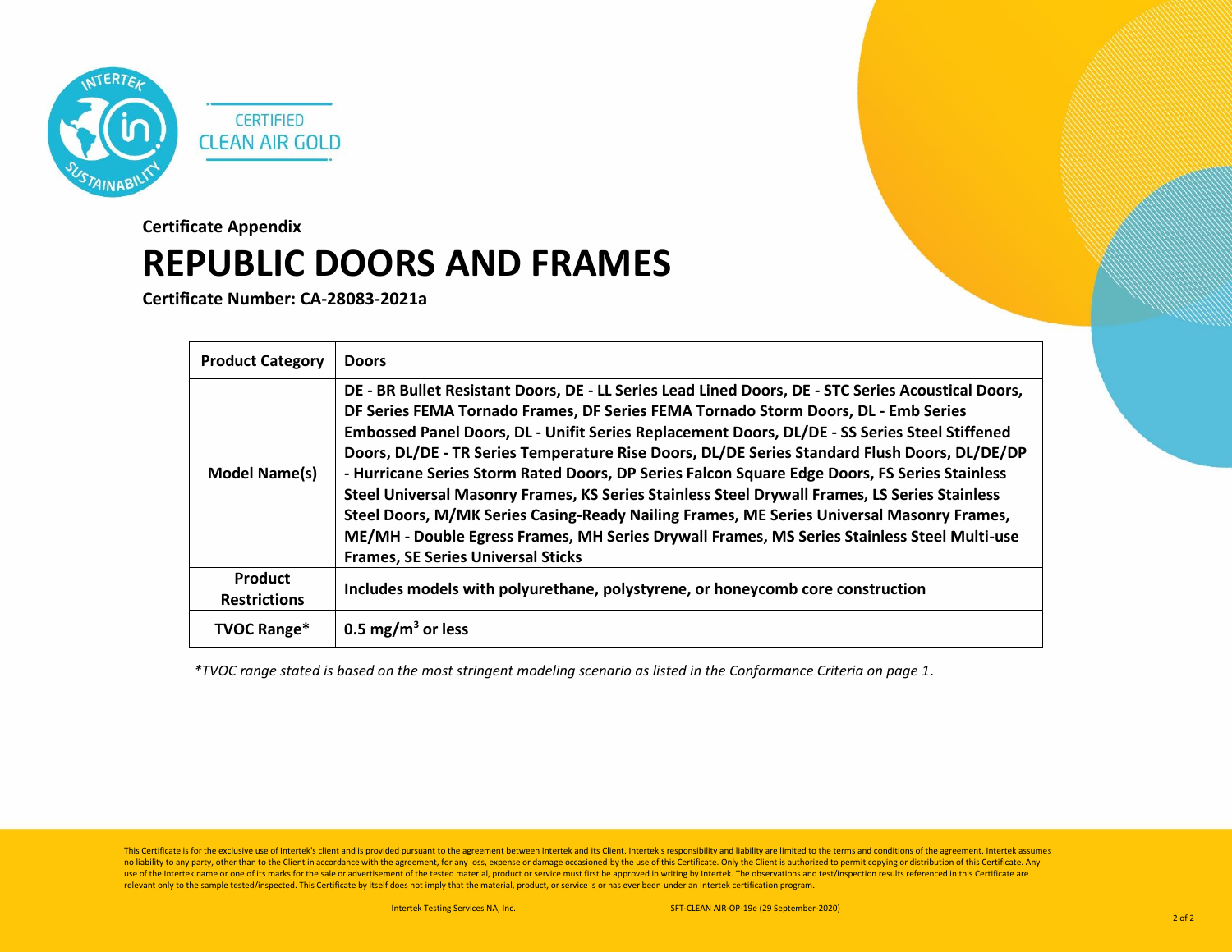CERTIFIED CLEAN AIR GOLD

**Certificate Appendix**

# REPUBLIC DOORS AND FRAMES

**Certificate Number: CA-28083-2021a**

| | |
|---|---|
| **Product Category** | **Doors** |
| **Model Name(s)** | **DE - BR Bullet Resistant Doors, DE - LL Series Lead Lined Doors, DE - STC Series Acoustical Doors, DF Series FEMA Tornado Frames, DF Series FEMA Tornado Storm Doors, DL - Emb Series Embossed Panel Doors, DL - Unifit Series Replacement Doors, DL/DE - SS Series Steel Stiffened Doors, DL/DE - TR Series Temperature Rise Doors, DL/DE Series Standard Flush Doors, DL/DE/DP - Hurricane Series Storm Rated Doors, DP Series Falcon Square Edge Doors, FS Series Stainless Steel Universal Masonry Frames, KS Series Stainless Steel Drywall Frames, LS Series Stainless Steel Doors, M/MK Series Casing-Ready Nailing Frames, ME Series Universal Masonry Frames, ME/MH - Double Egress Frames, MH Series Drywall Frames, MS Series Stainless Steel Multi-use Frames, SE Series Universal Sticks** |
| **Product Restrictions** | **Includes models with polyurethane, polystyrene, or honeycomb core construction** |
| **TVOC Range*** | **0.5 $mg/m^3$ or less** |

*\*TVOC range stated is based on the most stringent modeling scenario as listed in the Conformance Criteria on page 1.*

This Certificate is for the exclusive use of Intertek's client and is provided pursuant to the agreement between Intertek and its Client. Intertek's responsibility and liability are limited to the terms and conditions of the agreement. Intertek assumes no liability to any party, other than to the Client in accordance with the agreement, for any loss, expense or damage occasioned by the use of this Certificate. Only the Client is authorized to permit copying or distribution of this Certificate. Any use of the Intertek name or one of its marks for the sale or advertisement of the tested material, product or service must first be approved in writing by Intertek. The observations and test/inspection results referenced in this Certificate are relevant only to the sample tested/inspected. This Certificate by itself does not imply that the material, product, or service is or has ever been under an Intertek certification program.

Intertek Testing Services NA, Inc. SFT-CLEAN AIR-OP-19e (29 September-2020)